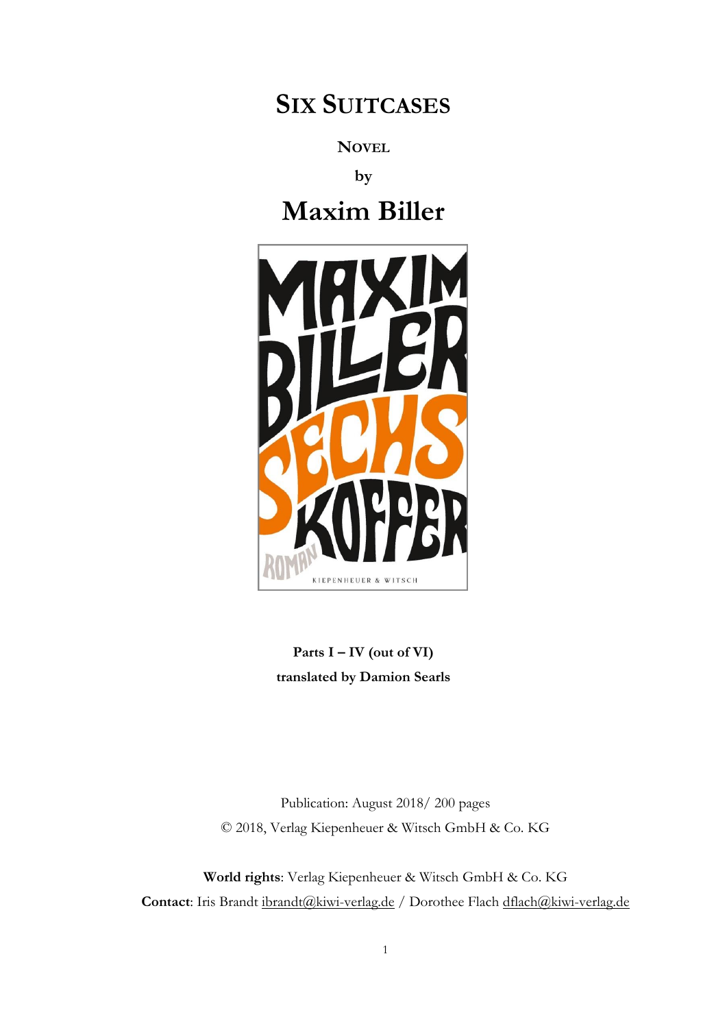# SIX SUITCASES

**NOVEL**

**by**

# Maxim Biller

**Parts I – IV (out of VI)**
**translated by Damion Searls**

Publication: August 2018/ 200 pages
© 2018, Verlag Kiepenheuer & Witsch GmbH & Co. KG

**World rights**: Verlag Kiepenheuer & Witsch GmbH & Co. KG
**Contact**: Iris Brandt ibrandt@kiwi-verlag.de / Dorothee Flach dflach@kiwi-verlag.de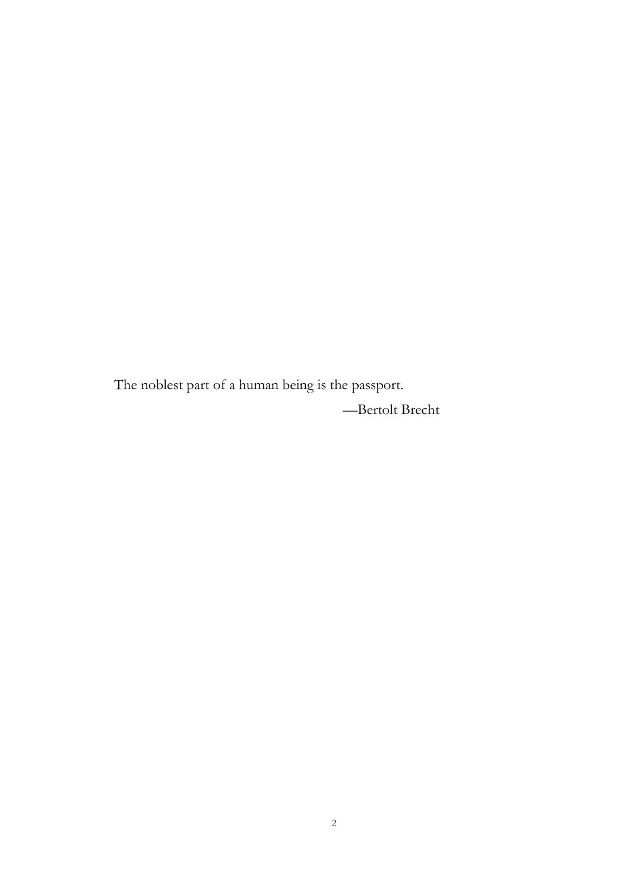The noblest part of a human being is the passport.

—Bertolt Brecht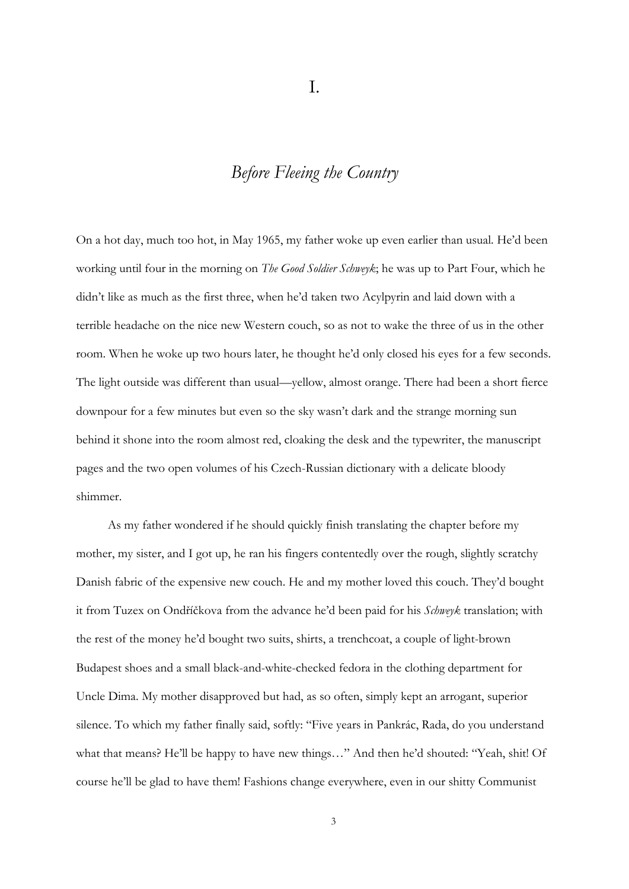# I.

## *Before Fleeing the Country*

On a hot day, much too hot, in May 1965, my father woke up even earlier than usual. He'd been working until four in the morning on *The Good Soldier Schweyk*; he was up to Part Four, which he didn't like as much as the first three, when he'd taken two Acylpyrin and laid down with a terrible headache on the nice new Western couch, so as not to wake the three of us in the other room. When he woke up two hours later, he thought he'd only closed his eyes for a few seconds. The light outside was different than usual—yellow, almost orange. There had been a short fierce downpour for a few minutes but even so the sky wasn't dark and the strange morning sun behind it shone into the room almost red, cloaking the desk and the typewriter, the manuscript pages and the two open volumes of his Czech-Russian dictionary with a delicate bloody shimmer.

As my father wondered if he should quickly finish translating the chapter before my mother, my sister, and I got up, he ran his fingers contentedly over the rough, slightly scratchy Danish fabric of the expensive new couch. He and my mother loved this couch. They'd bought it from Tuzex on Ondříčkova from the advance he'd been paid for his *Schweyk* translation; with the rest of the money he'd bought two suits, shirts, a trenchcoat, a couple of light-brown Budapest shoes and a small black-and-white-checked fedora in the clothing department for Uncle Dima. My mother disapproved but had, as so often, simply kept an arrogant, superior silence. To which my father finally said, softly: "Five years in Pankrác, Rada, do you understand what that means? He'll be happy to have new things…" And then he'd shouted: "Yeah, shit! Of course he'll be glad to have them! Fashions change everywhere, even in our shitty Communist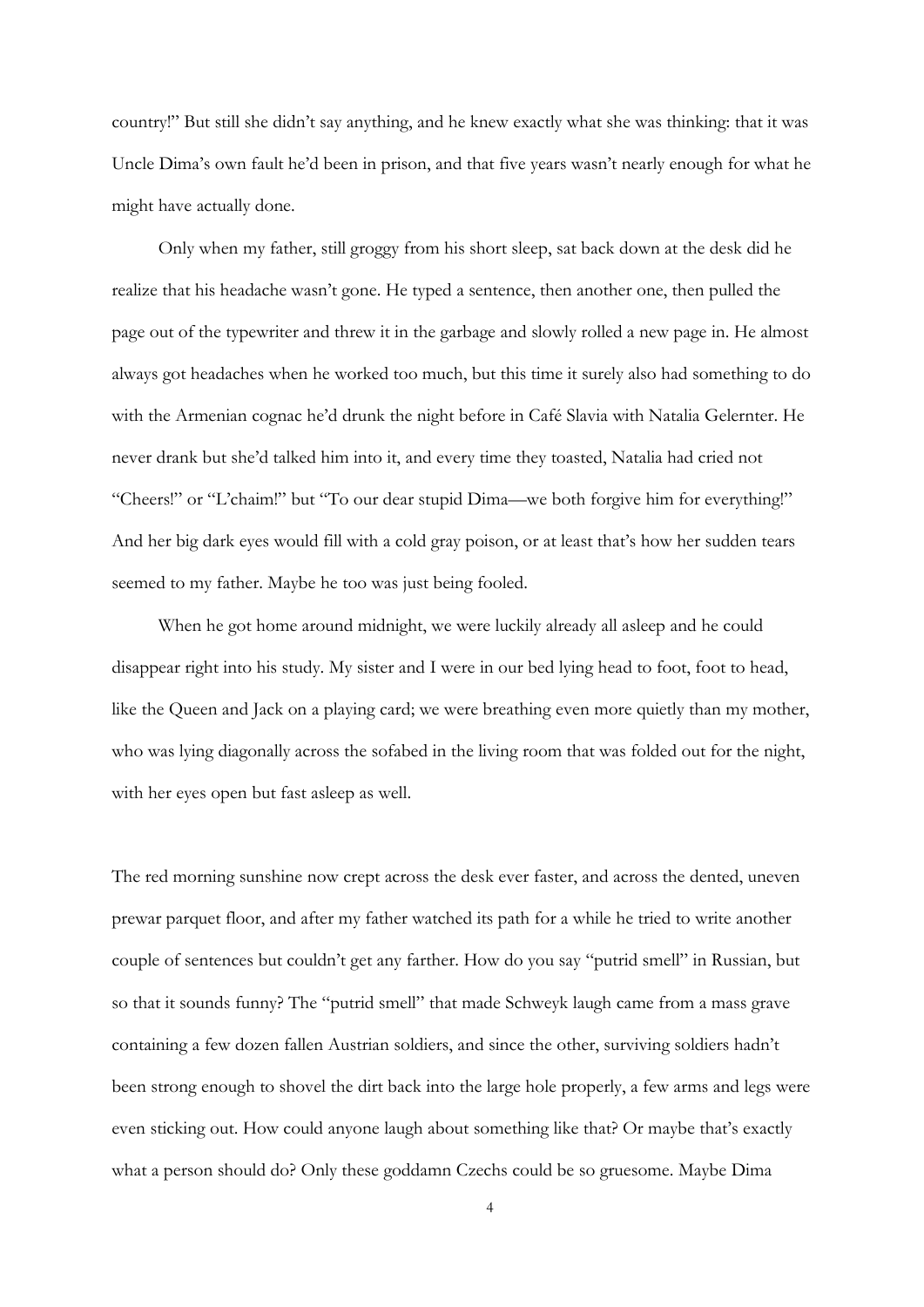country!" But still she didn't say anything, and he knew exactly what she was thinking: that it was Uncle Dima's own fault he'd been in prison, and that five years wasn't nearly enough for what he might have actually done.

Only when my father, still groggy from his short sleep, sat back down at the desk did he realize that his headache wasn't gone. He typed a sentence, then another one, then pulled the page out of the typewriter and threw it in the garbage and slowly rolled a new page in. He almost always got headaches when he worked too much, but this time it surely also had something to do with the Armenian cognac he'd drunk the night before in Café Slavia with Natalia Gelernter. He never drank but she'd talked him into it, and every time they toasted, Natalia had cried not "Cheers!" or "L'chaim!" but "To our dear stupid Dima—we both forgive him for everything!" And her big dark eyes would fill with a cold gray poison, or at least that's how her sudden tears seemed to my father. Maybe he too was just being fooled.

When he got home around midnight, we were luckily already all asleep and he could disappear right into his study. My sister and I were in our bed lying head to foot, foot to head, like the Queen and Jack on a playing card; we were breathing even more quietly than my mother, who was lying diagonally across the sofabed in the living room that was folded out for the night, with her eyes open but fast asleep as well.

The red morning sunshine now crept across the desk ever faster, and across the dented, uneven prewar parquet floor, and after my father watched its path for a while he tried to write another couple of sentences but couldn't get any farther. How do you say "putrid smell" in Russian, but so that it sounds funny? The "putrid smell" that made Schweyk laugh came from a mass grave containing a few dozen fallen Austrian soldiers, and since the other, surviving soldiers hadn't been strong enough to shovel the dirt back into the large hole properly, a few arms and legs were even sticking out. How could anyone laugh about something like that? Or maybe that's exactly what a person should do? Only these goddamn Czechs could be so gruesome. Maybe Dima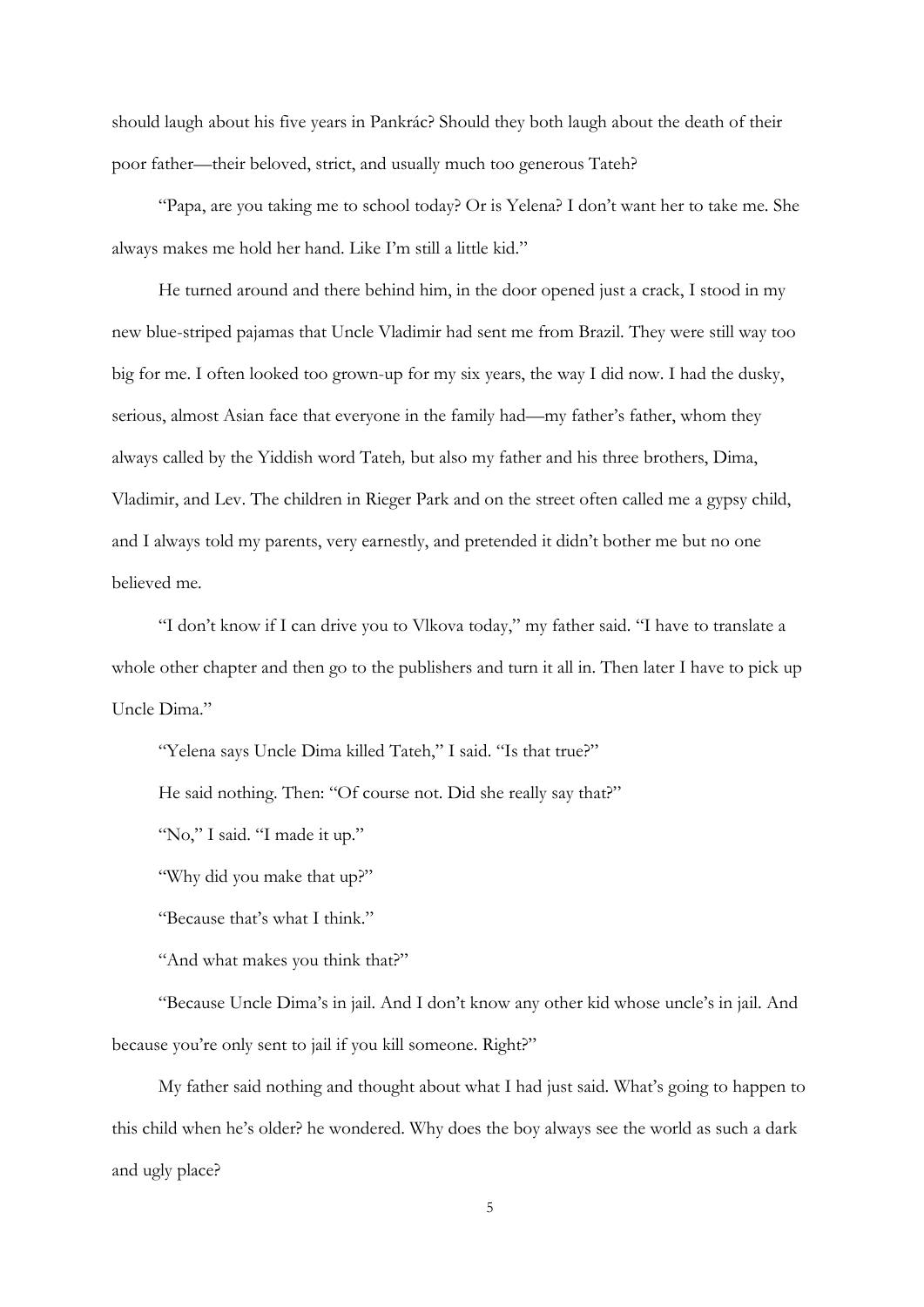should laugh about his five years in Pankrác? Should they both laugh about the death of their poor father—their beloved, strict, and usually much too generous Tateh?

"Papa, are you taking me to school today? Or is Yelena? I don't want her to take me. She always makes me hold her hand. Like I'm still a little kid."

He turned around and there behind him, in the door opened just a crack, I stood in my new blue-striped pajamas that Uncle Vladimir had sent me from Brazil. They were still way too big for me. I often looked too grown-up for my six years, the way I did now. I had the dusky, serious, almost Asian face that everyone in the family had—my father's father, whom they always called by the Yiddish word *Tateh,* but also my father and his three brothers, Dima, Vladimir, and Lev. The children in Rieger Park and on the street often called me a gypsy child, and I always told my parents, very earnestly, and pretended it didn't bother me but no one believed me.

"I don't know if I can drive you to Vlkova today," my father said. "I have to translate a whole other chapter and then go to the publishers and turn it all in. Then later I have to pick up Uncle Dima."

"Yelena says Uncle Dima killed Tateh," I said. "Is that true?"

He said nothing. Then: "Of course not. Did she really say that?"

"No," I said. "I made it up."

"Why did you make that up?"

"Because that's what I think."

"And what makes you think that?"

"Because Uncle Dima's in jail. And I don't know any other kid whose uncle's in jail. And because you're only sent to jail if you kill someone. Right?"

My father said nothing and thought about what I had just said. What's going to happen to this child when he's older? he wondered. Why does the boy always see the world as such a dark and ugly place?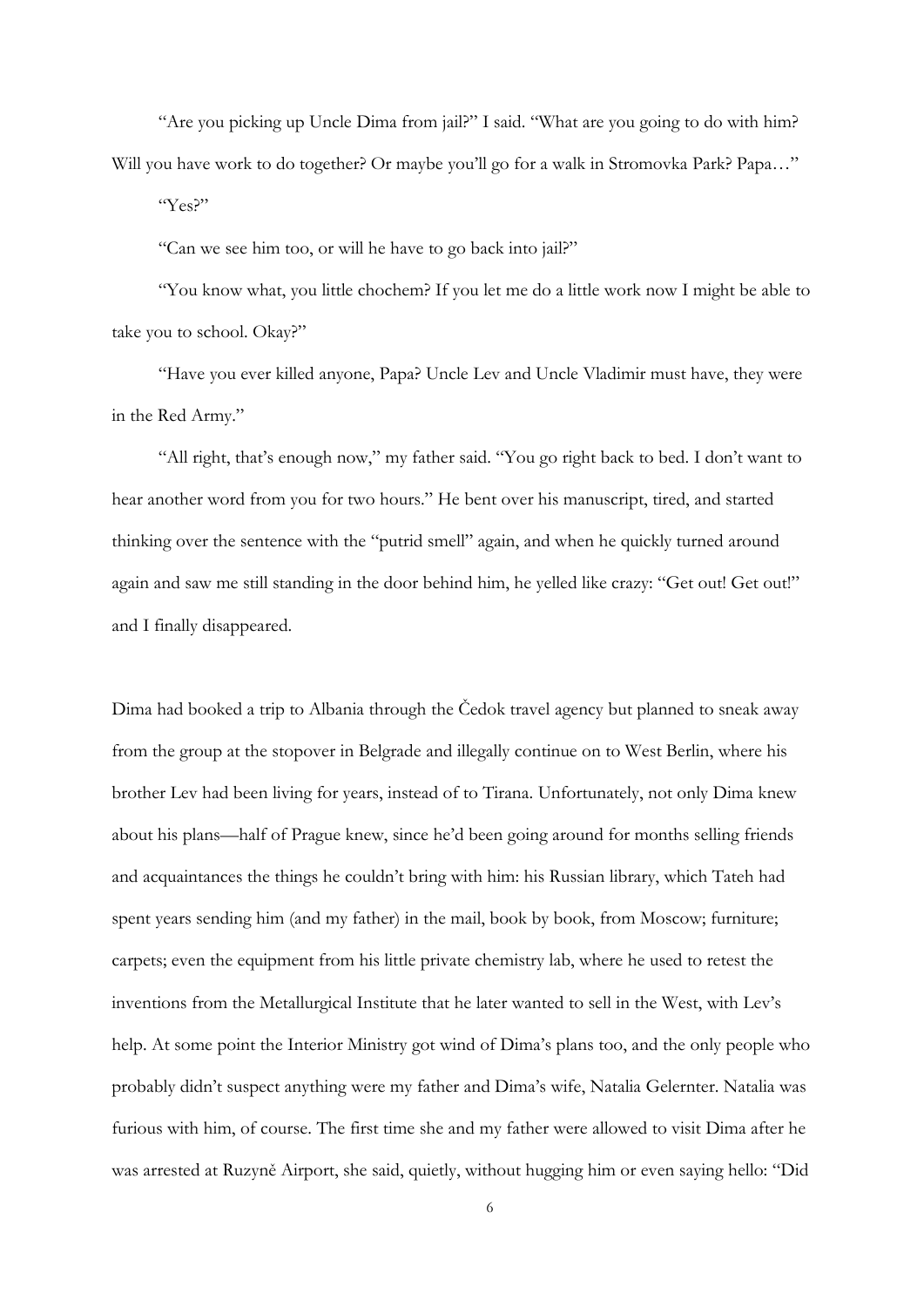"Are you picking up Uncle Dima from jail?" I said. "What are you going to do with him? Will you have work to do together? Or maybe you'll go for a walk in Stromovka Park? Papa…"

"Yes?"

"Can we see him too, or will he have to go back into jail?"

"You know what, you little chochem? If you let me do a little work now I might be able to take you to school. Okay?"

"Have you ever killed anyone, Papa? Uncle Lev and Uncle Vladimir must have, they were in the Red Army."

"All right, that's enough now," my father said. "You go right back to bed. I don't want to hear another word from you for two hours." He bent over his manuscript, tired, and started thinking over the sentence with the "putrid smell" again, and when he quickly turned around again and saw me still standing in the door behind him, he yelled like crazy: "Get out! Get out!" and I finally disappeared.

Dima had booked a trip to Albania through the Čedok travel agency but planned to sneak away from the group at the stopover in Belgrade and illegally continue on to West Berlin, where his brother Lev had been living for years, instead of to Tirana. Unfortunately, not only Dima knew about his plans—half of Prague knew, since he'd been going around for months selling friends and acquaintances the things he couldn't bring with him: his Russian library, which Tateh had spent years sending him (and my father) in the mail, book by book, from Moscow; furniture; carpets; even the equipment from his little private chemistry lab, where he used to retest the inventions from the Metallurgical Institute that he later wanted to sell in the West, with Lev's help. At some point the Interior Ministry got wind of Dima's plans too, and the only people who probably didn't suspect anything were my father and Dima's wife, Natalia Gelernter. Natalia was furious with him, of course. The first time she and my father were allowed to visit Dima after he was arrested at Ruzyně Airport, she said, quietly, without hugging him or even saying hello: "Did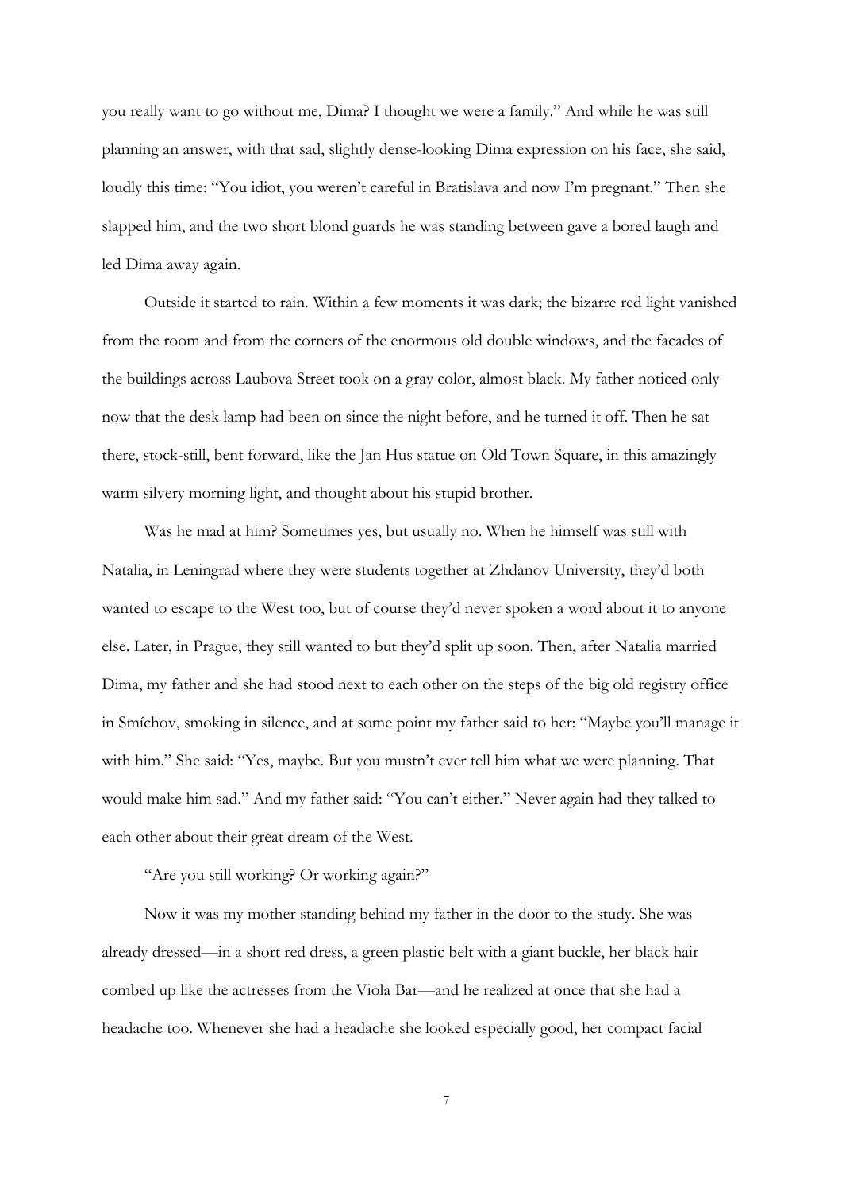you really want to go without me, Dima? I thought we were a family." And while he was still planning an answer, with that sad, slightly dense-looking Dima expression on his face, she said, loudly this time: "You idiot, you weren't careful in Bratislava and now I'm pregnant." Then she slapped him, and the two short blond guards he was standing between gave a bored laugh and led Dima away again.

Outside it started to rain. Within a few moments it was dark; the bizarre red light vanished from the room and from the corners of the enormous old double windows, and the facades of the buildings across Laubova Street took on a gray color, almost black. My father noticed only now that the desk lamp had been on since the night before, and he turned it off. Then he sat there, stock-still, bent forward, like the Jan Hus statue on Old Town Square, in this amazingly warm silvery morning light, and thought about his stupid brother.

Was he mad at him? Sometimes yes, but usually no. When he himself was still with Natalia, in Leningrad where they were students together at Zhdanov University, they'd both wanted to escape to the West too, but of course they'd never spoken a word about it to anyone else. Later, in Prague, they still wanted to but they'd split up soon. Then, after Natalia married Dima, my father and she had stood next to each other on the steps of the big old registry office in Smíchov, smoking in silence, and at some point my father said to her: "Maybe you'll manage it with him." She said: "Yes, maybe. But you mustn't ever tell him what we were planning. That would make him sad." And my father said: "You can't either." Never again had they talked to each other about their great dream of the West.

"Are you still working? Or working again?"

Now it was my mother standing behind my father in the door to the study. She was already dressed—in a short red dress, a green plastic belt with a giant buckle, her black hair combed up like the actresses from the Viola Bar—and he realized at once that she had a headache too. Whenever she had a headache she looked especially good, her compact facial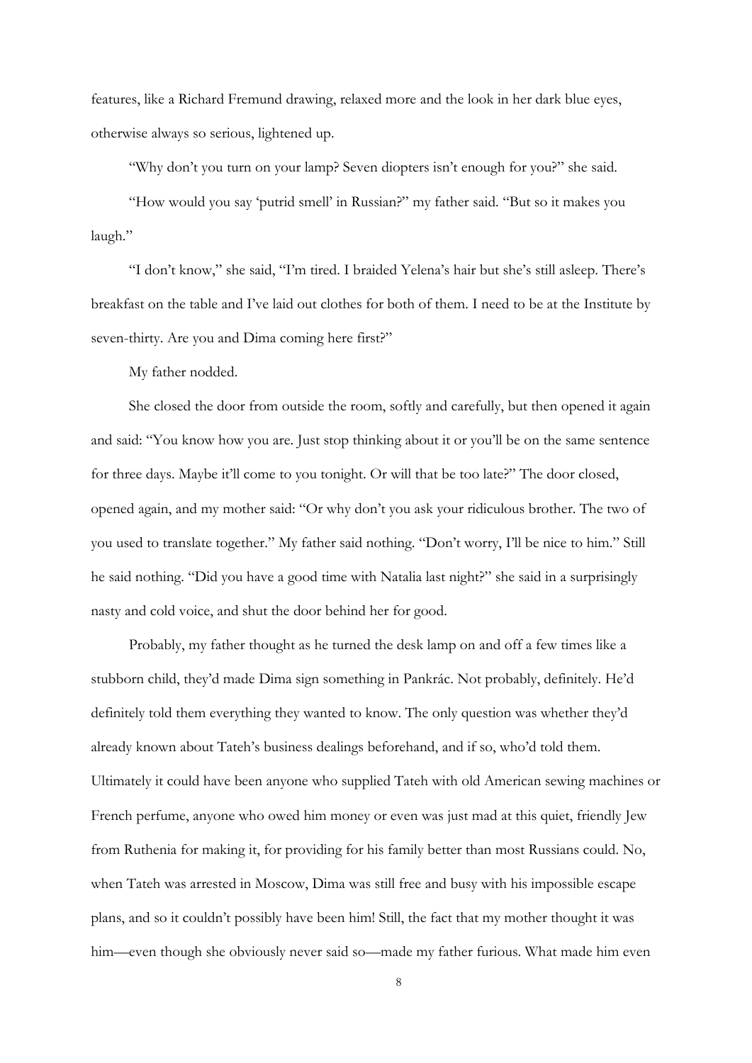features, like a Richard Fremund drawing, relaxed more and the look in her dark blue eyes, otherwise always so serious, lightened up.

"Why don't you turn on your lamp? Seven diopters isn't enough for you?" she said.

"How would you say 'putrid smell' in Russian?" my father said. "But so it makes you laugh."

"I don't know," she said, "I'm tired. I braided Yelena's hair but she's still asleep. There's breakfast on the table and I've laid out clothes for both of them. I need to be at the Institute by seven-thirty. Are you and Dima coming here first?"

My father nodded.

She closed the door from outside the room, softly and carefully, but then opened it again and said: "You know how you are. Just stop thinking about it or you'll be on the same sentence for three days. Maybe it'll come to you tonight. Or will that be too late?" The door closed, opened again, and my mother said: "Or why don't you ask your ridiculous brother. The two of you used to translate together." My father said nothing. "Don't worry, I'll be nice to him." Still he said nothing. "Did you have a good time with Natalia last night?" she said in a surprisingly nasty and cold voice, and shut the door behind her for good.

Probably, my father thought as he turned the desk lamp on and off a few times like a stubborn child, they'd made Dima sign something in Pankrác. Not probably, definitely. He'd definitely told them everything they wanted to know. The only question was whether they'd already known about Tateh's business dealings beforehand, and if so, who'd told them. Ultimately it could have been anyone who supplied Tateh with old American sewing machines or French perfume, anyone who owed him money or even was just mad at this quiet, friendly Jew from Ruthenia for making it, for providing for his family better than most Russians could. No, when Tateh was arrested in Moscow, Dima was still free and busy with his impossible escape plans, and so it couldn't possibly have been him! Still, the fact that my mother thought it was him—even though she obviously never said so—made my father furious. What made him even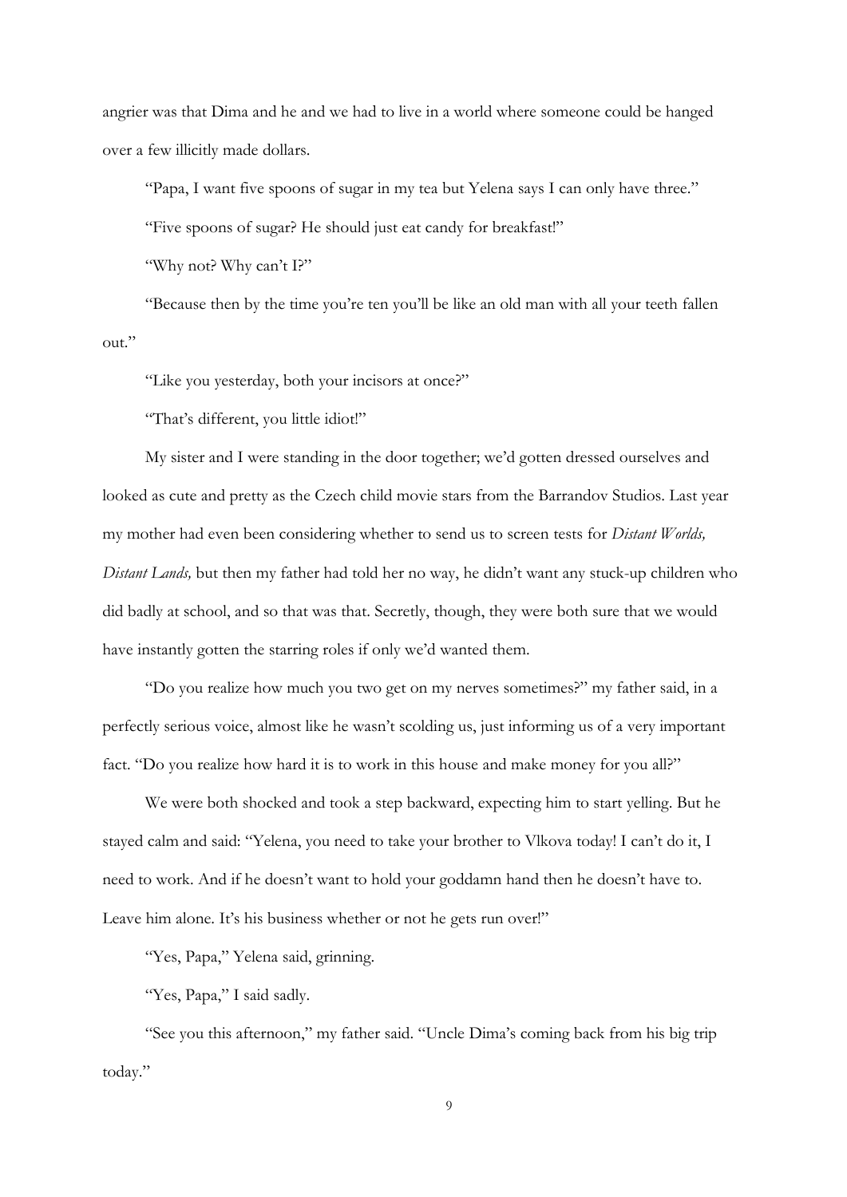angrier was that Dima and he and we had to live in a world where someone could be hanged over a few illicitly made dollars.

"Papa, I want five spoons of sugar in my tea but Yelena says I can only have three."

"Five spoons of sugar? He should just eat candy for breakfast!"

"Why not? Why can't I?"

"Because then by the time you're ten you'll be like an old man with all your teeth fallen out."

"Like you yesterday, both your incisors at once?"

"That's different, you little idiot!"

My sister and I were standing in the door together; we'd gotten dressed ourselves and looked as cute and pretty as the Czech child movie stars from the Barrandov Studios. Last year my mother had even been considering whether to send us to screen tests for *Distant Worlds, Distant Lands,* but then my father had told her no way, he didn't want any stuck-up children who did badly at school, and so that was that. Secretly, though, they were both sure that we would have instantly gotten the starring roles if only we'd wanted them.

"Do you realize how much you two get on my nerves sometimes?" my father said, in a perfectly serious voice, almost like he wasn't scolding us, just informing us of a very important fact. "Do you realize how hard it is to work in this house and make money for you all?"

We were both shocked and took a step backward, expecting him to start yelling. But he stayed calm and said: "Yelena, you need to take your brother to Vlkova today! I can't do it, I need to work. And if he doesn't want to hold your goddamn hand then he doesn't have to. Leave him alone. It's his business whether or not he gets run over!"

"Yes, Papa," Yelena said, grinning.

"Yes, Papa," I said sadly.

"See you this afternoon," my father said. "Uncle Dima's coming back from his big trip today."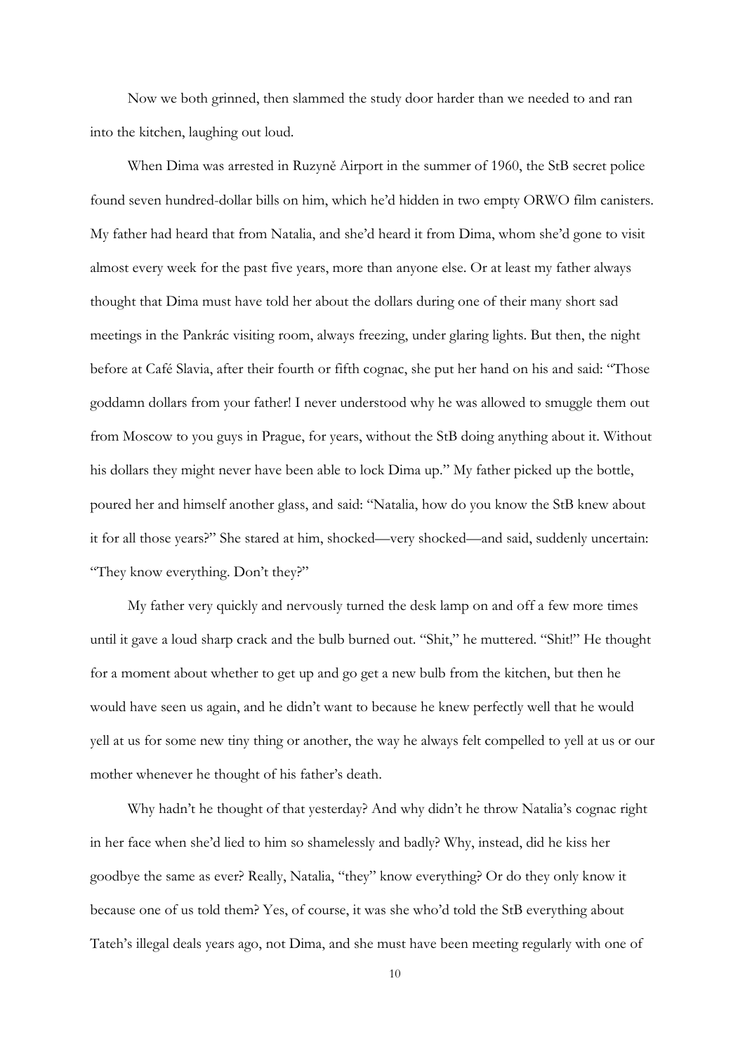Now we both grinned, then slammed the study door harder than we needed to and ran into the kitchen, laughing out loud.

When Dima was arrested in Ruzyně Airport in the summer of 1960, the StB secret police found seven hundred-dollar bills on him, which he'd hidden in two empty ORWO film canisters. My father had heard that from Natalia, and she'd heard it from Dima, whom she'd gone to visit almost every week for the past five years, more than anyone else. Or at least my father always thought that Dima must have told her about the dollars during one of their many short sad meetings in the Pankrác visiting room, always freezing, under glaring lights. But then, the night before at Café Slavia, after their fourth or fifth cognac, she put her hand on his and said: "Those goddamn dollars from your father! I never understood why he was allowed to smuggle them out from Moscow to you guys in Prague, for years, without the StB doing anything about it. Without his dollars they might never have been able to lock Dima up." My father picked up the bottle, poured her and himself another glass, and said: "Natalia, how do you know the StB knew about it for all those years?" She stared at him, shocked—very shocked—and said, suddenly uncertain: "They know everything. Don't they?"

My father very quickly and nervously turned the desk lamp on and off a few more times until it gave a loud sharp crack and the bulb burned out. "Shit," he muttered. "Shit!" He thought for a moment about whether to get up and go get a new bulb from the kitchen, but then he would have seen us again, and he didn't want to because he knew perfectly well that he would yell at us for some new tiny thing or another, the way he always felt compelled to yell at us or our mother whenever he thought of his father's death.

Why hadn't he thought of that yesterday? And why didn't he throw Natalia's cognac right in her face when she'd lied to him so shamelessly and badly? Why, instead, did he kiss her goodbye the same as ever? Really, Natalia, "they" know everything? Or do they only know it because one of us told them? Yes, of course, it was she who'd told the StB everything about Tateh's illegal deals years ago, not Dima, and she must have been meeting regularly with one of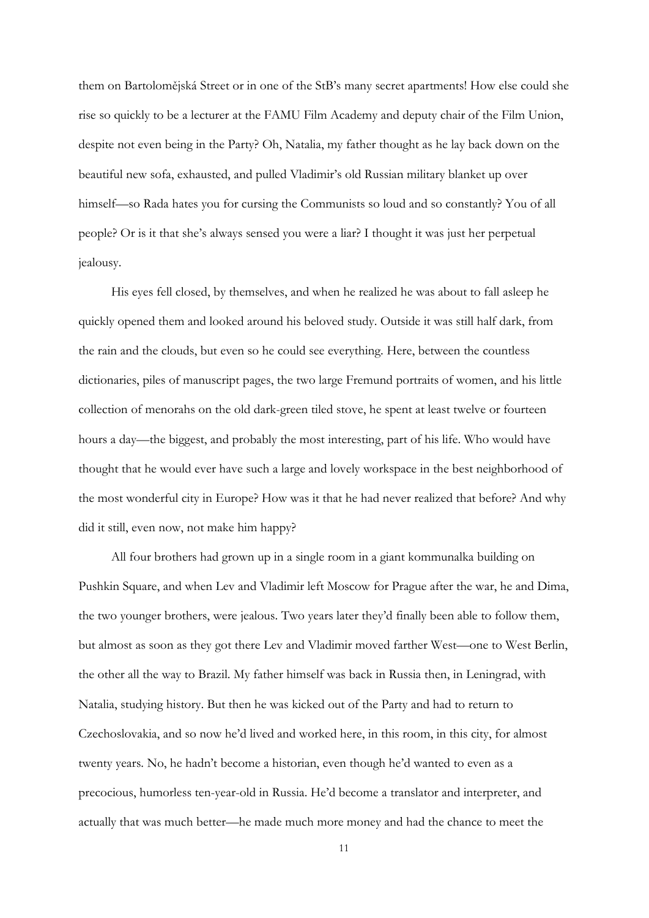them on Bartoloměјská Street or in one of the StB's many secret apartments! How else could she rise so quickly to be a lecturer at the FAMU Film Academy and deputy chair of the Film Union, despite not even being in the Party? Oh, Natalia, my father thought as he lay back down on the beautiful new sofa, exhausted, and pulled Vladimir's old Russian military blanket up over himself—so Rada hates you for cursing the Communists so loud and so constantly? You of all people? Or is it that she's always sensed you were a liar? I thought it was just her perpetual jealousy.

His eyes fell closed, by themselves, and when he realized he was about to fall asleep he quickly opened them and looked around his beloved study. Outside it was still half dark, from the rain and the clouds, but even so he could see everything. Here, between the countless dictionaries, piles of manuscript pages, the two large Fremund portraits of women, and his little collection of menorahs on the old dark-green tiled stove, he spent at least twelve or fourteen hours a day—the biggest, and probably the most interesting, part of his life. Who would have thought that he would ever have such a large and lovely workspace in the best neighborhood of the most wonderful city in Europe? How was it that he had never realized that before? And why did it still, even now, not make him happy?

All four brothers had grown up in a single room in a giant kommunalka building on Pushkin Square, and when Lev and Vladimir left Moscow for Prague after the war, he and Dima, the two younger brothers, were jealous. Two years later they'd finally been able to follow them, but almost as soon as they got there Lev and Vladimir moved farther West—one to West Berlin, the other all the way to Brazil. My father himself was back in Russia then, in Leningrad, with Natalia, studying history. But then he was kicked out of the Party and had to return to Czechoslovakia, and so now he'd lived and worked here, in this room, in this city, for almost twenty years. No, he hadn't become a historian, even though he'd wanted to even as a precocious, humorless ten-year-old in Russia. He'd become a translator and interpreter, and actually that was much better—he made much more money and had the chance to meet the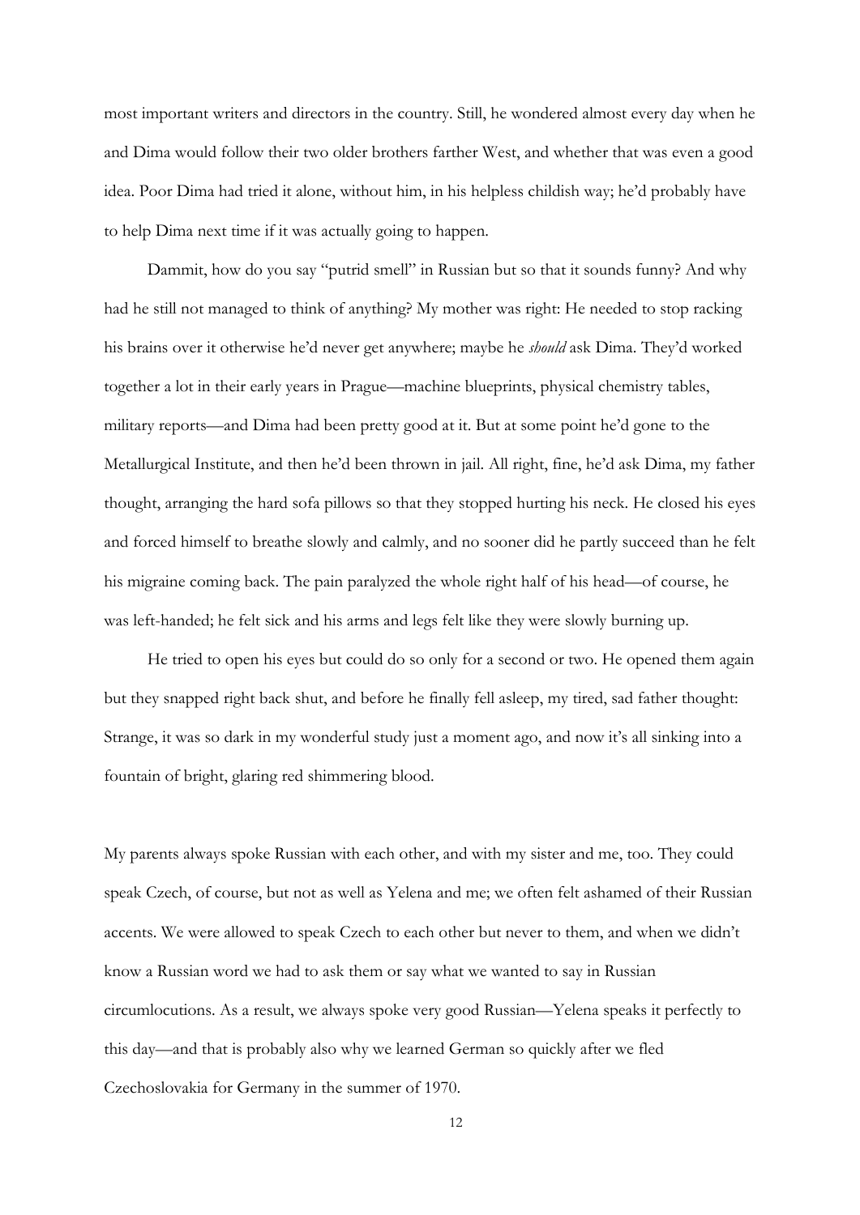most important writers and directors in the country. Still, he wondered almost every day when he and Dima would follow their two older brothers farther West, and whether that was even a good idea. Poor Dima had tried it alone, without him, in his helpless childish way; he'd probably have to help Dima next time if it was actually going to happen.

Dammit, how do you say "putrid smell" in Russian but so that it sounds funny? And why had he still not managed to think of anything? My mother was right: He needed to stop racking his brains over it otherwise he'd never get anywhere; maybe he *should* ask Dima. They'd worked together a lot in their early years in Prague—machine blueprints, physical chemistry tables, military reports—and Dima had been pretty good at it. But at some point he'd gone to the Metallurgical Institute, and then he'd been thrown in jail. All right, fine, he'd ask Dima, my father thought, arranging the hard sofa pillows so that they stopped hurting his neck. He closed his eyes and forced himself to breathe slowly and calmly, and no sooner did he partly succeed than he felt his migraine coming back. The pain paralyzed the whole right half of his head—of course, he was left-handed; he felt sick and his arms and legs felt like they were slowly burning up.

He tried to open his eyes but could do so only for a second or two. He opened them again but they snapped right back shut, and before he finally fell asleep, my tired, sad father thought: Strange, it was so dark in my wonderful study just a moment ago, and now it's all sinking into a fountain of bright, glaring red shimmering blood.

My parents always spoke Russian with each other, and with my sister and me, too. They could speak Czech, of course, but not as well as Yelena and me; we often felt ashamed of their Russian accents. We were allowed to speak Czech to each other but never to them, and when we didn't know a Russian word we had to ask them or say what we wanted to say in Russian circumlocutions. As a result, we always spoke very good Russian—Yelena speaks it perfectly to this day—and that is probably also why we learned German so quickly after we fled Czechoslovakia for Germany in the summer of 1970.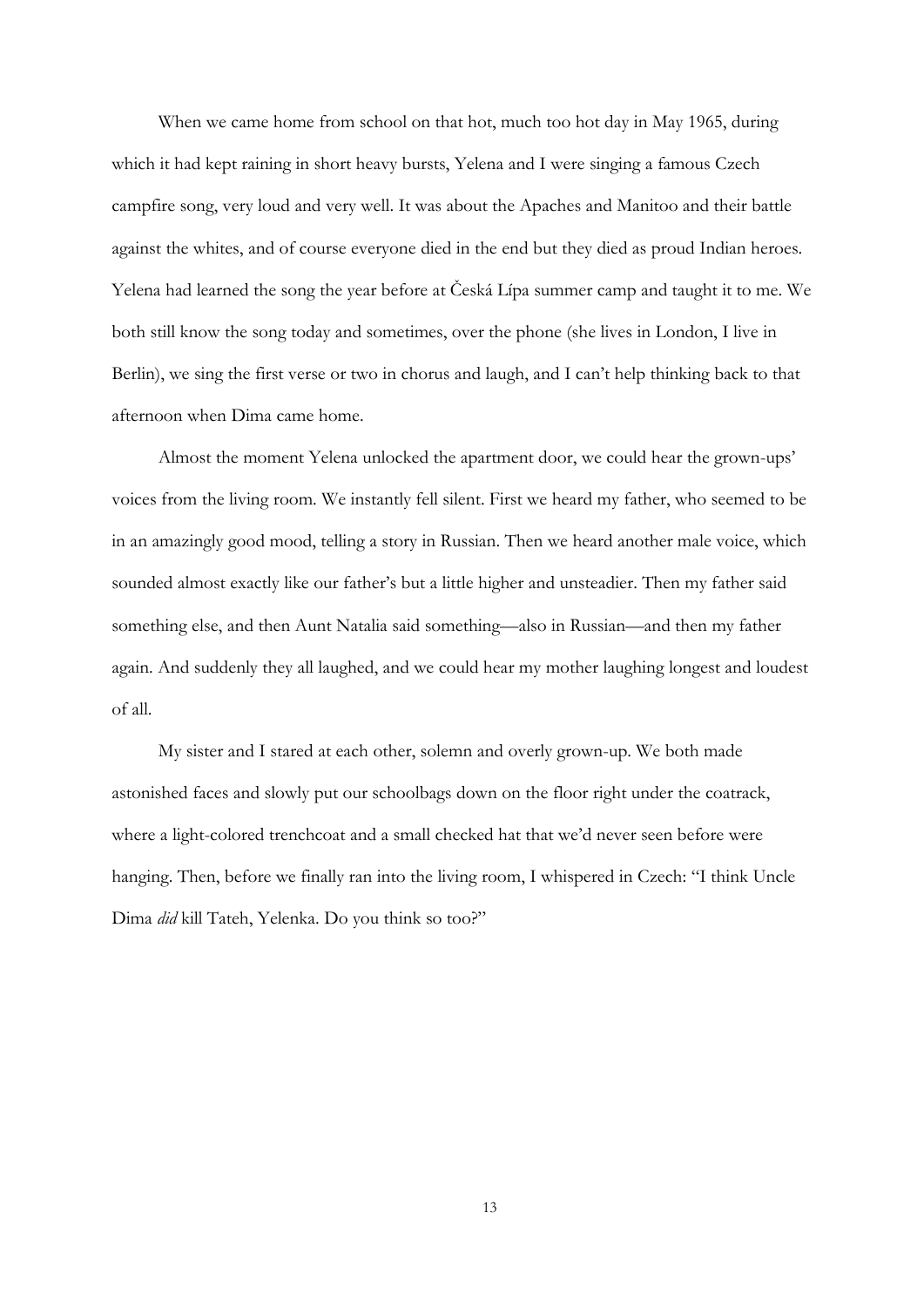When we came home from school on that hot, much too hot day in May 1965, during which it had kept raining in short heavy bursts, Yelena and I were singing a famous Czech campfire song, very loud and very well. It was about the Apaches and Manitoo and their battle against the whites, and of course everyone died in the end but they died as proud Indian heroes. Yelena had learned the song the year before at Česká Lípa summer camp and taught it to me. We both still know the song today and sometimes, over the phone (she lives in London, I live in Berlin), we sing the first verse or two in chorus and laugh, and I can't help thinking back to that afternoon when Dima came home.

Almost the moment Yelena unlocked the apartment door, we could hear the grown-ups' voices from the living room. We instantly fell silent. First we heard my father, who seemed to be in an amazingly good mood, telling a story in Russian. Then we heard another male voice, which sounded almost exactly like our father's but a little higher and unsteadier. Then my father said something else, and then Aunt Natalia said something—also in Russian—and then my father again. And suddenly they all laughed, and we could hear my mother laughing longest and loudest of all.

My sister and I stared at each other, solemn and overly grown-up. We both made astonished faces and slowly put our schoolbags down on the floor right under the coatrack, where a light-colored trenchcoat and a small checked hat that we'd never seen before were hanging. Then, before we finally ran into the living room, I whispered in Czech: "I think Uncle Dima *did* kill Tateh, Yelenka. Do you think so too?"